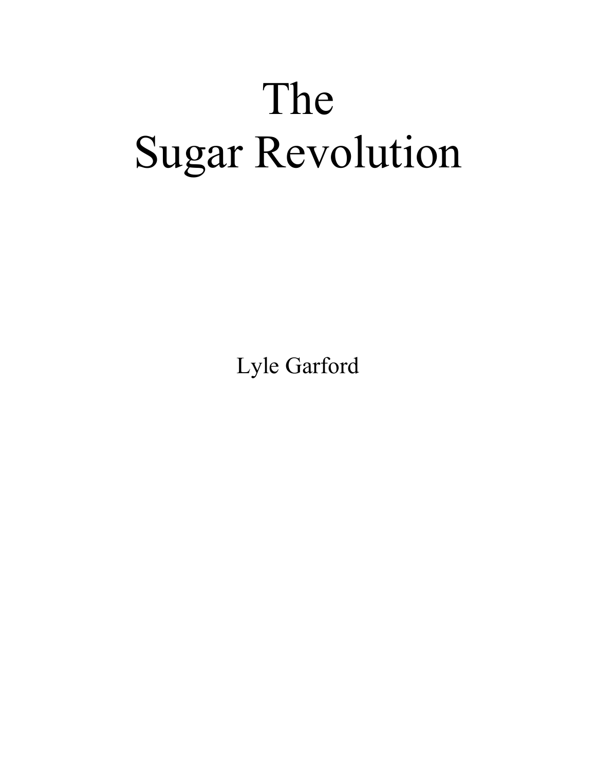# The Sugar Revolution

Lyle Garford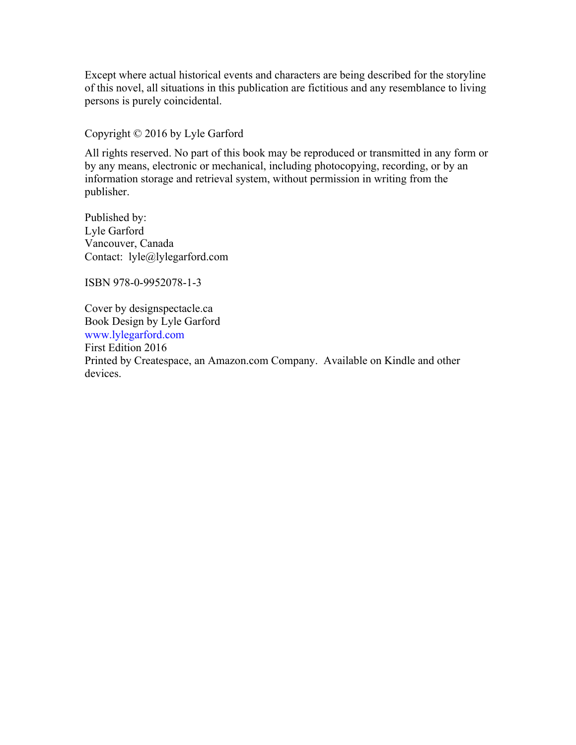Except where actual historical events and characters are being described for the storyline of this novel, all situations in this publication are fictitious and any resemblance to living persons is purely coincidental.

Copyright © 2016 by Lyle Garford

All rights reserved. No part of this book may be reproduced or transmitted in any form or by any means, electronic or mechanical, including photocopying, recording, or by an information storage and retrieval system, without permission in writing from the publisher.

Published by:  
Lyle Garford  
Vancouver, Canada  
Contact: lyle@lylegarford.com

ISBN 978-0-9952078-1-3

Cover by designspectacle.ca  
Book Design by Lyle Garford  
www.lylegarford.com  
First Edition 2016  
Printed by Createspace, an Amazon.com Company. Available on Kindle and other devices.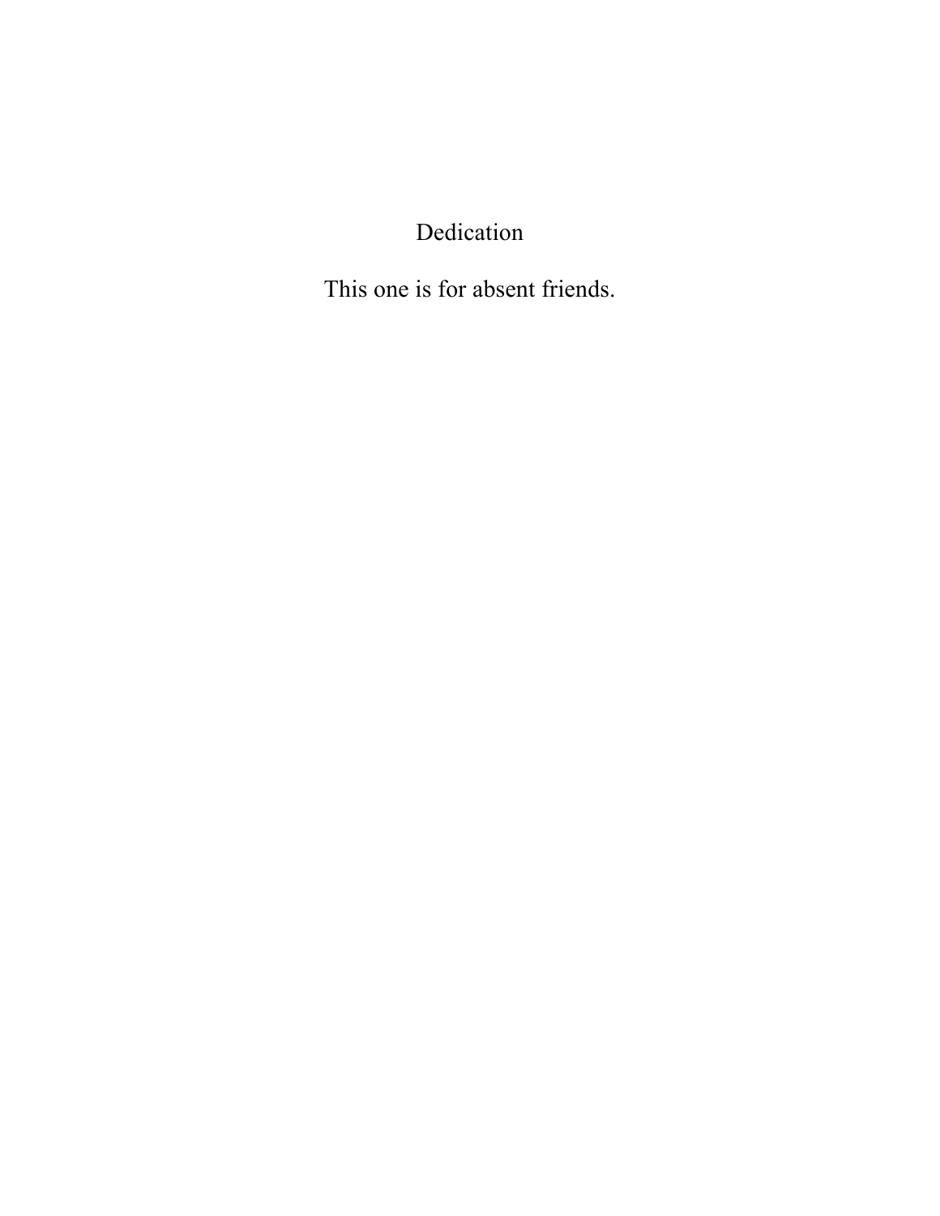# Dedication

This one is for absent friends.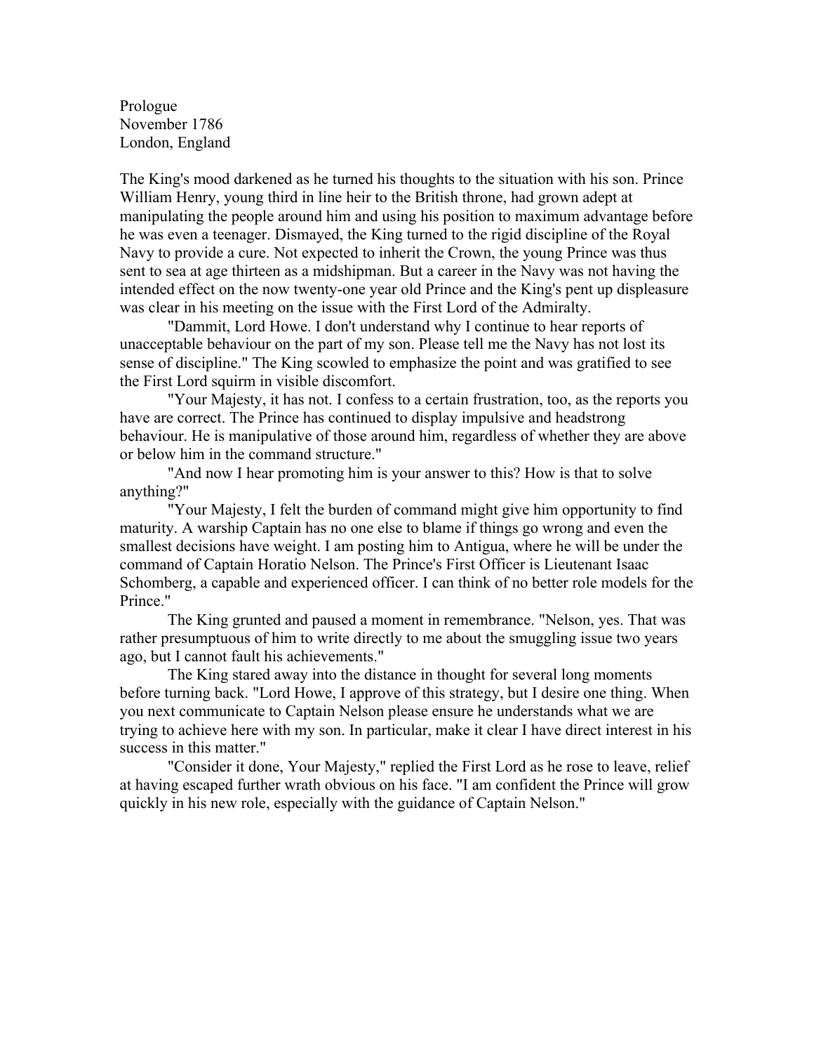# Prologue

November 1786

London, England

The King's mood darkened as he turned his thoughts to the situation with his son. Prince William Henry, young third in line heir to the British throne, had grown adept at manipulating the people around him and using his position to maximum advantage before he was even a teenager. Dismayed, the King turned to the rigid discipline of the Royal Navy to provide a cure. Not expected to inherit the Crown, the young Prince was thus sent to sea at age thirteen as a midshipman. But a career in the Navy was not having the intended effect on the now twenty-one year old Prince and the King's pent up displeasure was clear in his meeting on the issue with the First Lord of the Admiralty.

"Dammit, Lord Howe. I don't understand why I continue to hear reports of unacceptable behaviour on the part of my son. Please tell me the Navy has not lost its sense of discipline." The King scowled to emphasize the point and was gratified to see the First Lord squirm in visible discomfort.

"Your Majesty, it has not. I confess to a certain frustration, too, as the reports you have are correct. The Prince has continued to display impulsive and headstrong behaviour. He is manipulative of those around him, regardless of whether they are above or below him in the command structure."

"And now I hear promoting him is your answer to this? How is that to solve anything?"

"Your Majesty, I felt the burden of command might give him opportunity to find maturity. A warship Captain has no one else to blame if things go wrong and even the smallest decisions have weight. I am posting him to Antigua, where he will be under the command of Captain Horatio Nelson. The Prince's First Officer is Lieutenant Isaac Schomberg, a capable and experienced officer. I can think of no better role models for the Prince."

The King grunted and paused a moment in remembrance. "Nelson, yes. That was rather presumptuous of him to write directly to me about the smuggling issue two years ago, but I cannot fault his achievements."

The King stared away into the distance in thought for several long moments before turning back. "Lord Howe, I approve of this strategy, but I desire one thing. When you next communicate to Captain Nelson please ensure he understands what we are trying to achieve here with my son. In particular, make it clear I have direct interest in his success in this matter."

"Consider it done, Your Majesty," replied the First Lord as he rose to leave, relief at having escaped further wrath obvious on his face. "I am confident the Prince will grow quickly in his new role, especially with the guidance of Captain Nelson."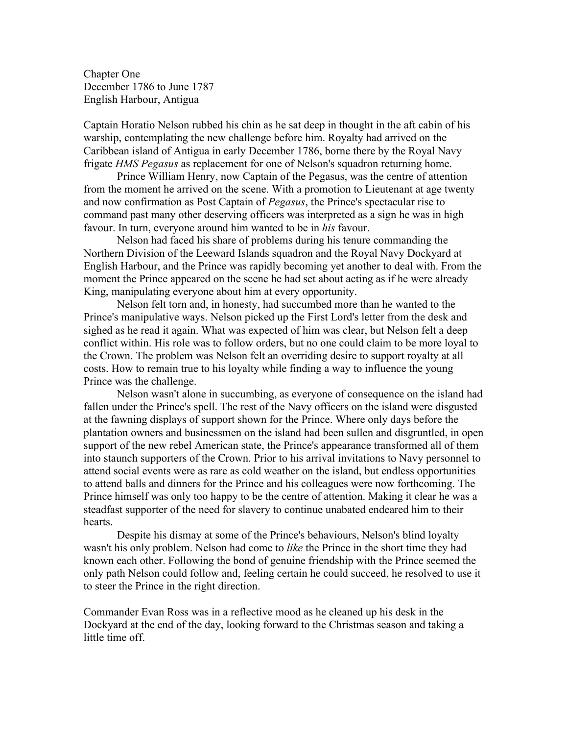Chapter One
December 1786 to June 1787
English Harbour, Antigua

Captain Horatio Nelson rubbed his chin as he sat deep in thought in the aft cabin of his warship, contemplating the new challenge before him. Royalty had arrived on the Caribbean island of Antigua in early December 1786, borne there by the Royal Navy frigate *HMS Pegasus* as replacement for one of Nelson's squadron returning home.

Prince William Henry, now Captain of the Pegasus, was the centre of attention from the moment he arrived on the scene. With a promotion to Lieutenant at age twenty and now confirmation as Post Captain of *Pegasus*, the Prince's spectacular rise to command past many other deserving officers was interpreted as a sign he was in high favour. In turn, everyone around him wanted to be in *his* favour.

Nelson had faced his share of problems during his tenure commanding the Northern Division of the Leeward Islands squadron and the Royal Navy Dockyard at English Harbour, and the Prince was rapidly becoming yet another to deal with. From the moment the Prince appeared on the scene he had set about acting as if he were already King, manipulating everyone about him at every opportunity.

Nelson felt torn and, in honesty, had succumbed more than he wanted to the Prince's manipulative ways. Nelson picked up the First Lord's letter from the desk and sighed as he read it again. What was expected of him was clear, but Nelson felt a deep conflict within. His role was to follow orders, but no one could claim to be more loyal to the Crown. The problem was Nelson felt an overriding desire to support royalty at all costs. How to remain true to his loyalty while finding a way to influence the young Prince was the challenge.

Nelson wasn't alone in succumbing, as everyone of consequence on the island had fallen under the Prince's spell. The rest of the Navy officers on the island were disgusted at the fawning displays of support shown for the Prince. Where only days before the plantation owners and businessmen on the island had been sullen and disgruntled, in open support of the new rebel American state, the Prince's appearance transformed all of them into staunch supporters of the Crown. Prior to his arrival invitations to Navy personnel to attend social events were as rare as cold weather on the island, but endless opportunities to attend balls and dinners for the Prince and his colleagues were now forthcoming. The Prince himself was only too happy to be the centre of attention. Making it clear he was a steadfast supporter of the need for slavery to continue unabated endeared him to their hearts.

Despite his dismay at some of the Prince's behaviours, Nelson's blind loyalty wasn't his only problem. Nelson had come to *like* the Prince in the short time they had known each other. Following the bond of genuine friendship with the Prince seemed the only path Nelson could follow and, feeling certain he could succeed, he resolved to use it to steer the Prince in the right direction.

Commander Evan Ross was in a reflective mood as he cleaned up his desk in the Dockyard at the end of the day, looking forward to the Christmas season and taking a little time off.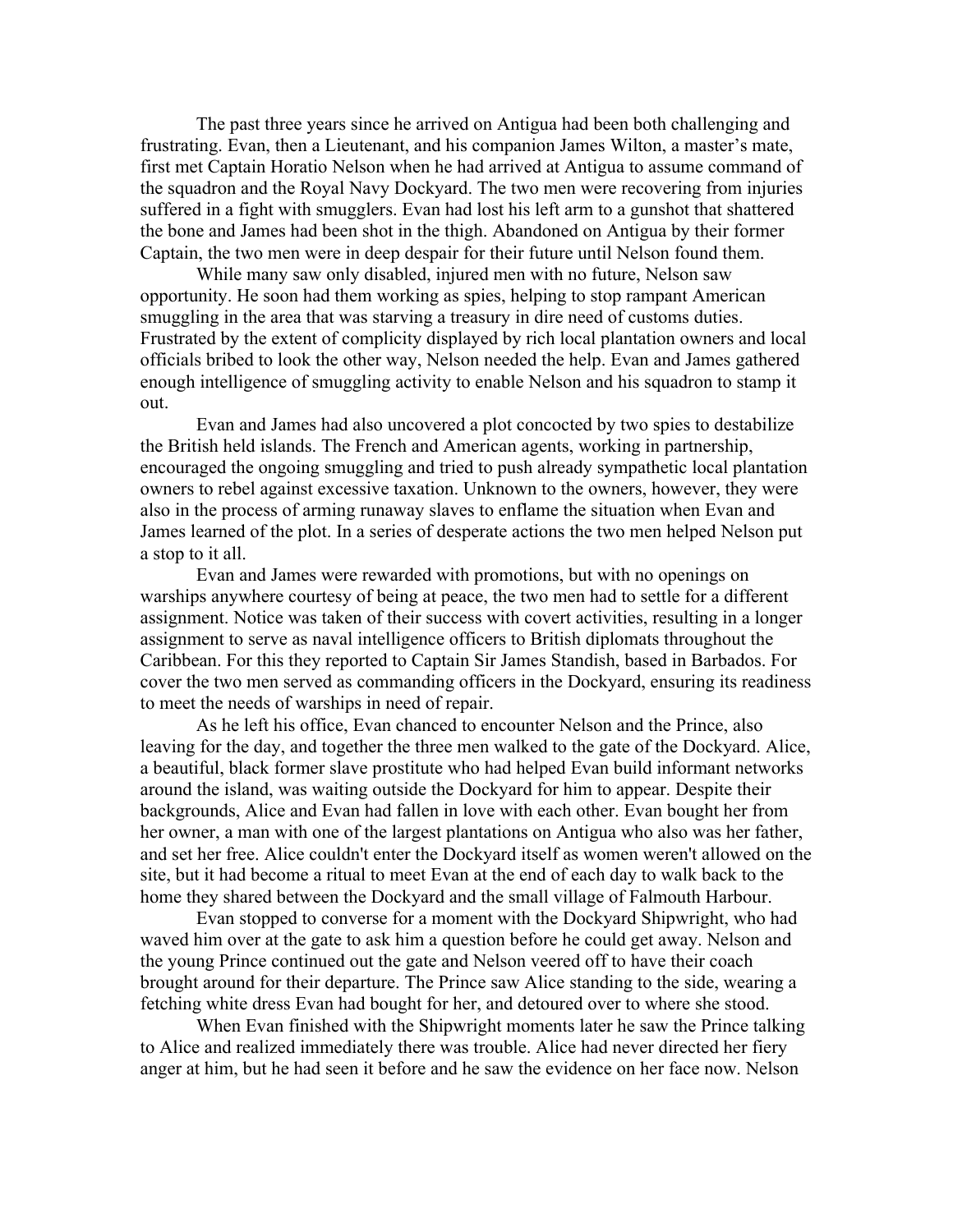The past three years since he arrived on Antigua had been both challenging and frustrating. Evan, then a Lieutenant, and his companion James Wilton, a master's mate, first met Captain Horatio Nelson when he had arrived at Antigua to assume command of the squadron and the Royal Navy Dockyard. The two men were recovering from injuries suffered in a fight with smugglers. Evan had lost his left arm to a gunshot that shattered the bone and James had been shot in the thigh. Abandoned on Antigua by their former Captain, the two men were in deep despair for their future until Nelson found them.

While many saw only disabled, injured men with no future, Nelson saw opportunity. He soon had them working as spies, helping to stop rampant American smuggling in the area that was starving a treasury in dire need of customs duties. Frustrated by the extent of complicity displayed by rich local plantation owners and local officials bribed to look the other way, Nelson needed the help. Evan and James gathered enough intelligence of smuggling activity to enable Nelson and his squadron to stamp it out.

Evan and James had also uncovered a plot concocted by two spies to destabilize the British held islands. The French and American agents, working in partnership, encouraged the ongoing smuggling and tried to push already sympathetic local plantation owners to rebel against excessive taxation. Unknown to the owners, however, they were also in the process of arming runaway slaves to enflame the situation when Evan and James learned of the plot. In a series of desperate actions the two men helped Nelson put a stop to it all.

Evan and James were rewarded with promotions, but with no openings on warships anywhere courtesy of being at peace, the two men had to settle for a different assignment. Notice was taken of their success with covert activities, resulting in a longer assignment to serve as naval intelligence officers to British diplomats throughout the Caribbean. For this they reported to Captain Sir James Standish, based in Barbados. For cover the two men served as commanding officers in the Dockyard, ensuring its readiness to meet the needs of warships in need of repair.

As he left his office, Evan chanced to encounter Nelson and the Prince, also leaving for the day, and together the three men walked to the gate of the Dockyard. Alice, a beautiful, black former slave prostitute who had helped Evan build informant networks around the island, was waiting outside the Dockyard for him to appear. Despite their backgrounds, Alice and Evan had fallen in love with each other. Evan bought her from her owner, a man with one of the largest plantations on Antigua who also was her father, and set her free. Alice couldn't enter the Dockyard itself as women weren't allowed on the site, but it had become a ritual to meet Evan at the end of each day to walk back to the home they shared between the Dockyard and the small village of Falmouth Harbour.

Evan stopped to converse for a moment with the Dockyard Shipwright, who had waved him over at the gate to ask him a question before he could get away. Nelson and the young Prince continued out the gate and Nelson veered off to have their coach brought around for their departure. The Prince saw Alice standing to the side, wearing a fetching white dress Evan had bought for her, and detoured over to where she stood.

When Evan finished with the Shipwright moments later he saw the Prince talking to Alice and realized immediately there was trouble. Alice had never directed her fiery anger at him, but he had seen it before and he saw the evidence on her face now. Nelson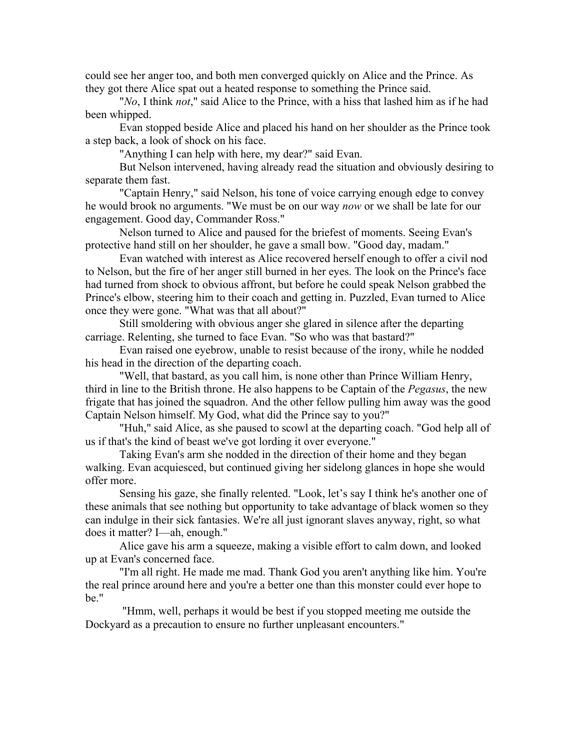could see her anger too, and both men converged quickly on Alice and the Prince. As they got there Alice spat out a heated response to something the Prince said.

"*No*, I think *not*," said Alice to the Prince, with a hiss that lashed him as if he had been whipped.

Evan stopped beside Alice and placed his hand on her shoulder as the Prince took a step back, a look of shock on his face.

"Anything I can help with here, my dear?" said Evan.

But Nelson intervened, having already read the situation and obviously desiring to separate them fast.

"Captain Henry," said Nelson, his tone of voice carrying enough edge to convey he would brook no arguments. "We must be on our way *now* or we shall be late for our engagement. Good day, Commander Ross."

Nelson turned to Alice and paused for the briefest of moments. Seeing Evan's protective hand still on her shoulder, he gave a small bow. "Good day, madam."

Evan watched with interest as Alice recovered herself enough to offer a civil nod to Nelson, but the fire of her anger still burned in her eyes. The look on the Prince's face had turned from shock to obvious affront, but before he could speak Nelson grabbed the Prince's elbow, steering him to their coach and getting in. Puzzled, Evan turned to Alice once they were gone. "What was that all about?"

Still smoldering with obvious anger she glared in silence after the departing carriage. Relenting, she turned to face Evan. "So who was that bastard?"

Evan raised one eyebrow, unable to resist because of the irony, while he nodded his head in the direction of the departing coach.

"Well, that bastard, as you call him, is none other than Prince William Henry, third in line to the British throne. He also happens to be Captain of the *Pegasus*, the new frigate that has joined the squadron. And the other fellow pulling him away was the good Captain Nelson himself. My God, what did the Prince say to you?"

"Huh," said Alice, as she paused to scowl at the departing coach. "God help all of us if that's the kind of beast we've got lording it over everyone."

Taking Evan's arm she nodded in the direction of their home and they began walking. Evan acquiesced, but continued giving her sidelong glances in hope she would offer more.

Sensing his gaze, she finally relented. "Look, let's say I think he's another one of these animals that see nothing but opportunity to take advantage of black women so they can indulge in their sick fantasies. We're all just ignorant slaves anyway, right, so what does it matter? I—ah, enough."

Alice gave his arm a squeeze, making a visible effort to calm down, and looked up at Evan's concerned face.

"I'm all right. He made me mad. Thank God you aren't anything like him. You're the real prince around here and you're a better one than this monster could ever hope to be."

"Hmm, well, perhaps it would be best if you stopped meeting me outside the Dockyard as a precaution to ensure no further unpleasant encounters."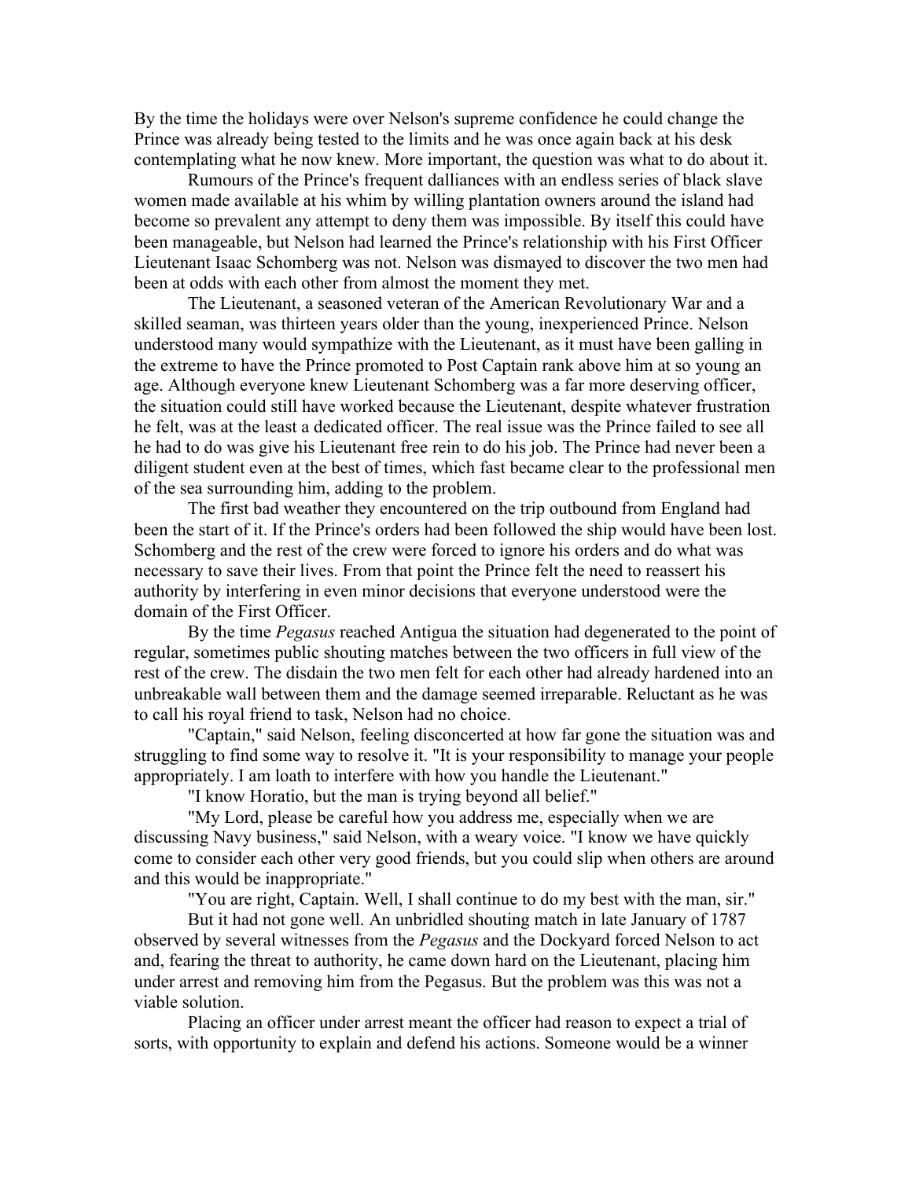By the time the holidays were over Nelson's supreme confidence he could change the Prince was already being tested to the limits and he was once again back at his desk contemplating what he now knew. More important, the question was what to do about it.

Rumours of the Prince's frequent dalliances with an endless series of black slave women made available at his whim by willing plantation owners around the island had become so prevalent any attempt to deny them was impossible. By itself this could have been manageable, but Nelson had learned the Prince's relationship with his First Officer Lieutenant Isaac Schomberg was not. Nelson was dismayed to discover the two men had been at odds with each other from almost the moment they met.

The Lieutenant, a seasoned veteran of the American Revolutionary War and a skilled seaman, was thirteen years older than the young, inexperienced Prince. Nelson understood many would sympathize with the Lieutenant, as it must have been galling in the extreme to have the Prince promoted to Post Captain rank above him at so young an age. Although everyone knew Lieutenant Schomberg was a far more deserving officer, the situation could still have worked because the Lieutenant, despite whatever frustration he felt, was at the least a dedicated officer. The real issue was the Prince failed to see all he had to do was give his Lieutenant free rein to do his job. The Prince had never been a diligent student even at the best of times, which fast became clear to the professional men of the sea surrounding him, adding to the problem.

The first bad weather they encountered on the trip outbound from England had been the start of it. If the Prince's orders had been followed the ship would have been lost. Schomberg and the rest of the crew were forced to ignore his orders and do what was necessary to save their lives. From that point the Prince felt the need to reassert his authority by interfering in even minor decisions that everyone understood were the domain of the First Officer.

By the time *Pegasus* reached Antigua the situation had degenerated to the point of regular, sometimes public shouting matches between the two officers in full view of the rest of the crew. The disdain the two men felt for each other had already hardened into an unbreakable wall between them and the damage seemed irreparable. Reluctant as he was to call his royal friend to task, Nelson had no choice.

"Captain," said Nelson, feeling disconcerted at how far gone the situation was and struggling to find some way to resolve it. "It is your responsibility to manage your people appropriately. I am loath to interfere with how you handle the Lieutenant."

"I know Horatio, but the man is trying beyond all belief."

"My Lord, please be careful how you address me, especially when we are discussing Navy business," said Nelson, with a weary voice. "I know we have quickly come to consider each other very good friends, but you could slip when others are around and this would be inappropriate."

"You are right, Captain. Well, I shall continue to do my best with the man, sir."

But it had not gone well. An unbridled shouting match in late January of 1787 observed by several witnesses from the *Pegasus* and the Dockyard forced Nelson to act and, fearing the threat to authority, he came down hard on the Lieutenant, placing him under arrest and removing him from the Pegasus. But the problem was this was not a viable solution.

Placing an officer under arrest meant the officer had reason to expect a trial of sorts, with opportunity to explain and defend his actions. Someone would be a winner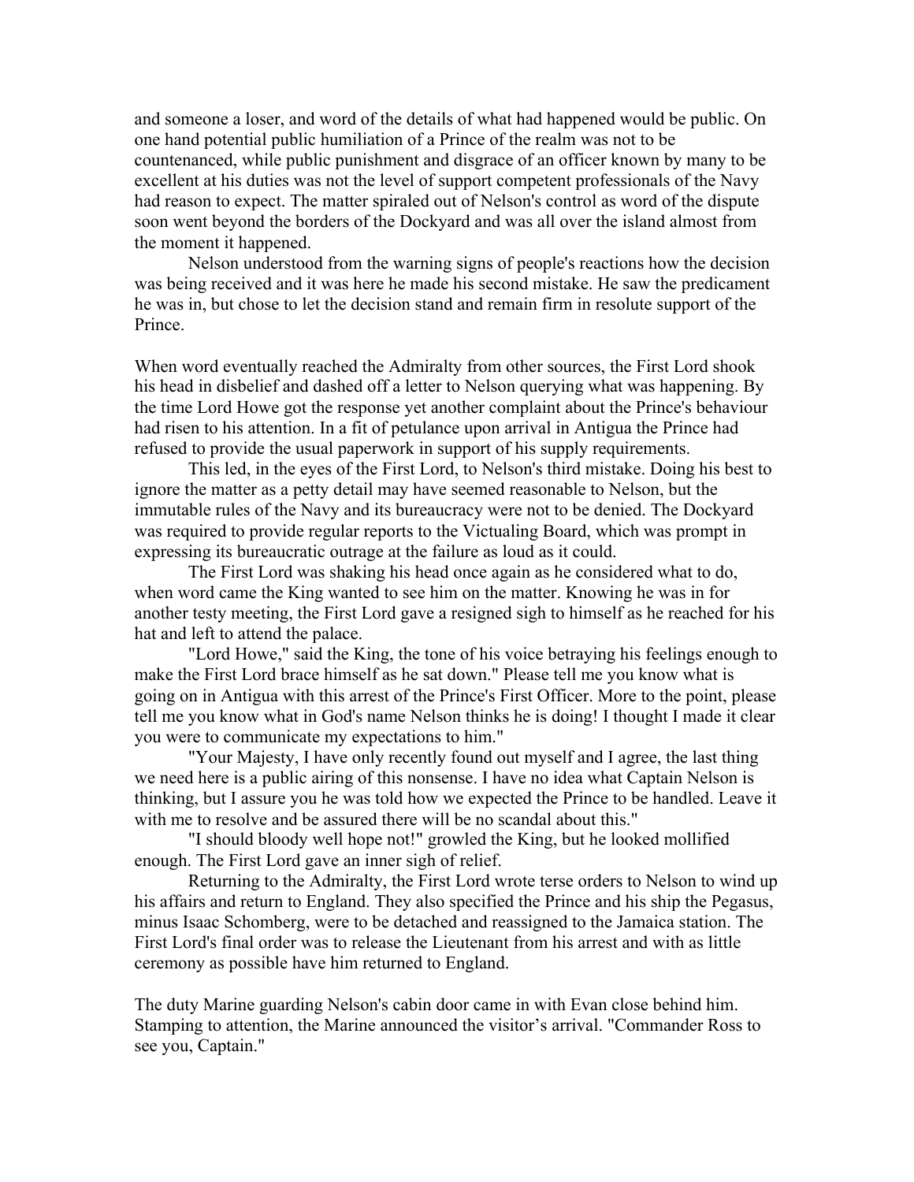and someone a loser, and word of the details of what had happened would be public. On one hand potential public humiliation of a Prince of the realm was not to be countenanced, while public punishment and disgrace of an officer known by many to be excellent at his duties was not the level of support competent professionals of the Navy had reason to expect. The matter spiraled out of Nelson's control as word of the dispute soon went beyond the borders of the Dockyard and was all over the island almost from the moment it happened.

Nelson understood from the warning signs of people's reactions how the decision was being received and it was here he made his second mistake. He saw the predicament he was in, but chose to let the decision stand and remain firm in resolute support of the Prince.

When word eventually reached the Admiralty from other sources, the First Lord shook his head in disbelief and dashed off a letter to Nelson querying what was happening. By the time Lord Howe got the response yet another complaint about the Prince's behaviour had risen to his attention. In a fit of petulance upon arrival in Antigua the Prince had refused to provide the usual paperwork in support of his supply requirements.

This led, in the eyes of the First Lord, to Nelson's third mistake. Doing his best to ignore the matter as a petty detail may have seemed reasonable to Nelson, but the immutable rules of the Navy and its bureaucracy were not to be denied. The Dockyard was required to provide regular reports to the Victualing Board, which was prompt in expressing its bureaucratic outrage at the failure as loud as it could.

The First Lord was shaking his head once again as he considered what to do, when word came the King wanted to see him on the matter. Knowing he was in for another testy meeting, the First Lord gave a resigned sigh to himself as he reached for his hat and left to attend the palace.

"Lord Howe," said the King, the tone of his voice betraying his feelings enough to make the First Lord brace himself as he sat down." Please tell me you know what is going on in Antigua with this arrest of the Prince's First Officer. More to the point, please tell me you know what in God's name Nelson thinks he is doing! I thought I made it clear you were to communicate my expectations to him."

"Your Majesty, I have only recently found out myself and I agree, the last thing we need here is a public airing of this nonsense. I have no idea what Captain Nelson is thinking, but I assure you he was told how we expected the Prince to be handled. Leave it with me to resolve and be assured there will be no scandal about this."

"I should bloody well hope not!" growled the King, but he looked mollified enough. The First Lord gave an inner sigh of relief.

Returning to the Admiralty, the First Lord wrote terse orders to Nelson to wind up his affairs and return to England. They also specified the Prince and his ship the Pegasus, minus Isaac Schomberg, were to be detached and reassigned to the Jamaica station. The First Lord's final order was to release the Lieutenant from his arrest and with as little ceremony as possible have him returned to England.

The duty Marine guarding Nelson's cabin door came in with Evan close behind him. Stamping to attention, the Marine announced the visitor's arrival. "Commander Ross to see you, Captain."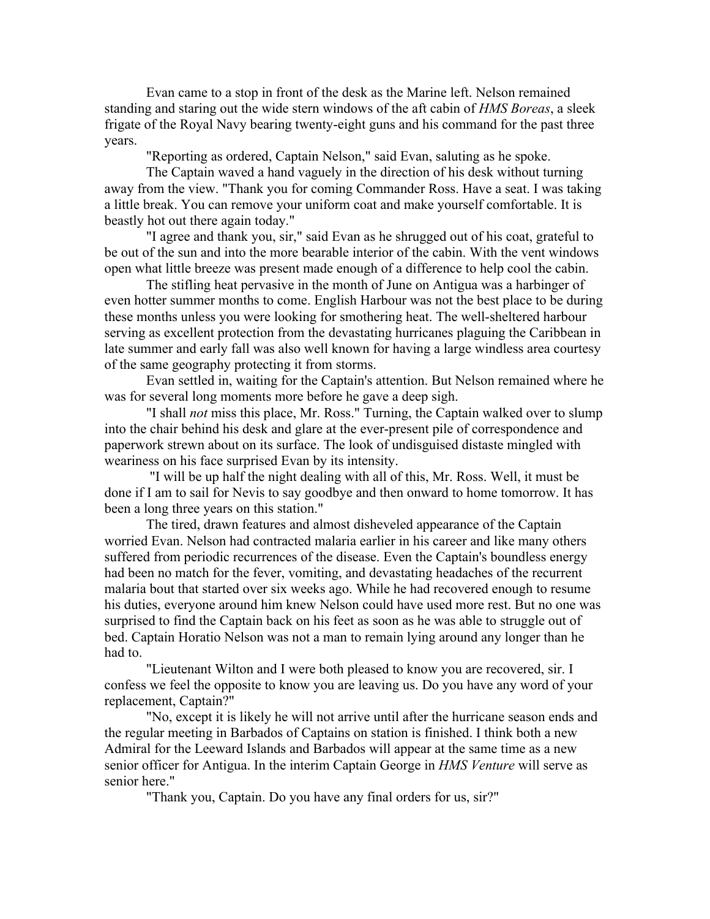Evan came to a stop in front of the desk as the Marine left. Nelson remained standing and staring out the wide stern windows of the aft cabin of *HMS Boreas*, a sleek frigate of the Royal Navy bearing twenty-eight guns and his command for the past three years.

"Reporting as ordered, Captain Nelson," said Evan, saluting as he spoke.

The Captain waved a hand vaguely in the direction of his desk without turning away from the view. "Thank you for coming Commander Ross. Have a seat. I was taking a little break. You can remove your uniform coat and make yourself comfortable. It is beastly hot out there again today."

"I agree and thank you, sir," said Evan as he shrugged out of his coat, grateful to be out of the sun and into the more bearable interior of the cabin. With the vent windows open what little breeze was present made enough of a difference to help cool the cabin.

The stifling heat pervasive in the month of June on Antigua was a harbinger of even hotter summer months to come. English Harbour was not the best place to be during these months unless you were looking for smothering heat. The well-sheltered harbour serving as excellent protection from the devastating hurricanes plaguing the Caribbean in late summer and early fall was also well known for having a large windless area courtesy of the same geography protecting it from storms.

Evan settled in, waiting for the Captain's attention. But Nelson remained where he was for several long moments more before he gave a deep sigh.

"I shall *not* miss this place, Mr. Ross." Turning, the Captain walked over to slump into the chair behind his desk and glare at the ever-present pile of correspondence and paperwork strewn about on its surface. The look of undisguised distaste mingled with weariness on his face surprised Evan by its intensity.

"I will be up half the night dealing with all of this, Mr. Ross. Well, it must be done if I am to sail for Nevis to say goodbye and then onward to home tomorrow. It has been a long three years on this station."

The tired, drawn features and almost disheveled appearance of the Captain worried Evan. Nelson had contracted malaria earlier in his career and like many others suffered from periodic recurrences of the disease. Even the Captain's boundless energy had been no match for the fever, vomiting, and devastating headaches of the recurrent malaria bout that started over six weeks ago. While he had recovered enough to resume his duties, everyone around him knew Nelson could have used more rest. But no one was surprised to find the Captain back on his feet as soon as he was able to struggle out of bed. Captain Horatio Nelson was not a man to remain lying around any longer than he had to.

"Lieutenant Wilton and I were both pleased to know you are recovered, sir. I confess we feel the opposite to know you are leaving us. Do you have any word of your replacement, Captain?"

"No, except it is likely he will not arrive until after the hurricane season ends and the regular meeting in Barbados of Captains on station is finished. I think both a new Admiral for the Leeward Islands and Barbados will appear at the same time as a new senior officer for Antigua. In the interim Captain George in *HMS Venture* will serve as senior here."

"Thank you, Captain. Do you have any final orders for us, sir?"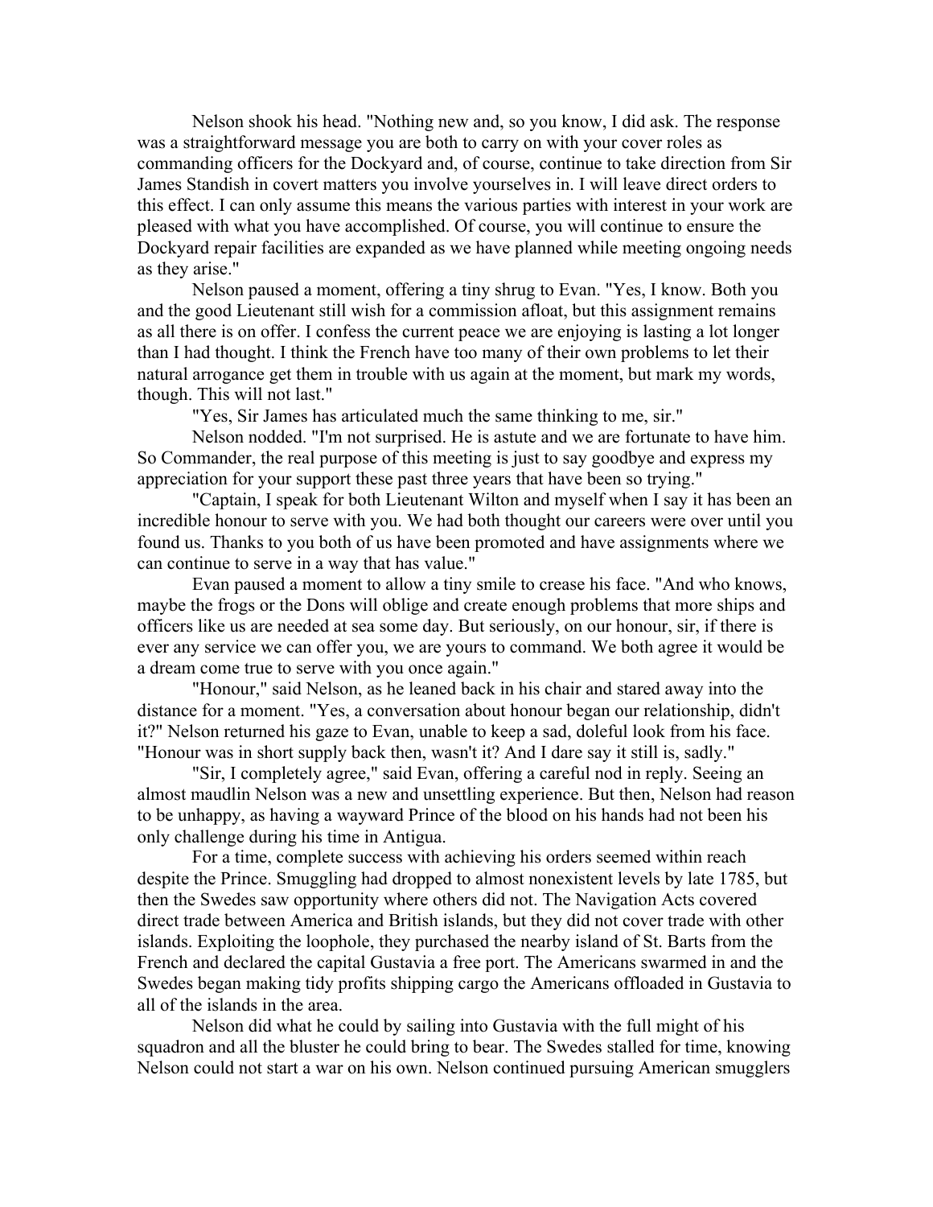Nelson shook his head. "Nothing new and, so you know, I did ask. The response was a straightforward message you are both to carry on with your cover roles as commanding officers for the Dockyard and, of course, continue to take direction from Sir James Standish in covert matters you involve yourselves in. I will leave direct orders to this effect. I can only assume this means the various parties with interest in your work are pleased with what you have accomplished. Of course, you will continue to ensure the Dockyard repair facilities are expanded as we have planned while meeting ongoing needs as they arise."

Nelson paused a moment, offering a tiny shrug to Evan. "Yes, I know. Both you and the good Lieutenant still wish for a commission afloat, but this assignment remains as all there is on offer. I confess the current peace we are enjoying is lasting a lot longer than I had thought. I think the French have too many of their own problems to let their natural arrogance get them in trouble with us again at the moment, but mark my words, though. This will not last."

"Yes, Sir James has articulated much the same thinking to me, sir."

Nelson nodded. "I'm not surprised. He is astute and we are fortunate to have him. So Commander, the real purpose of this meeting is just to say goodbye and express my appreciation for your support these past three years that have been so trying."

"Captain, I speak for both Lieutenant Wilton and myself when I say it has been an incredible honour to serve with you. We had both thought our careers were over until you found us. Thanks to you both of us have been promoted and have assignments where we can continue to serve in a way that has value."

Evan paused a moment to allow a tiny smile to crease his face. "And who knows, maybe the frogs or the Dons will oblige and create enough problems that more ships and officers like us are needed at sea some day. But seriously, on our honour, sir, if there is ever any service we can offer you, we are yours to command. We both agree it would be a dream come true to serve with you once again."

"Honour," said Nelson, as he leaned back in his chair and stared away into the distance for a moment. "Yes, a conversation about honour began our relationship, didn't it?" Nelson returned his gaze to Evan, unable to keep a sad, doleful look from his face. "Honour was in short supply back then, wasn't it? And I dare say it still is, sadly."

"Sir, I completely agree," said Evan, offering a careful nod in reply. Seeing an almost maudlin Nelson was a new and unsettling experience. But then, Nelson had reason to be unhappy, as having a wayward Prince of the blood on his hands had not been his only challenge during his time in Antigua.

For a time, complete success with achieving his orders seemed within reach despite the Prince. Smuggling had dropped to almost nonexistent levels by late 1785, but then the Swedes saw opportunity where others did not. The Navigation Acts covered direct trade between America and British islands, but they did not cover trade with other islands. Exploiting the loophole, they purchased the nearby island of St. Barts from the French and declared the capital Gustavia a free port. The Americans swarmed in and the Swedes began making tidy profits shipping cargo the Americans offloaded in Gustavia to all of the islands in the area.

Nelson did what he could by sailing into Gustavia with the full might of his squadron and all the bluster he could bring to bear. The Swedes stalled for time, knowing Nelson could not start a war on his own. Nelson continued pursuing American smugglers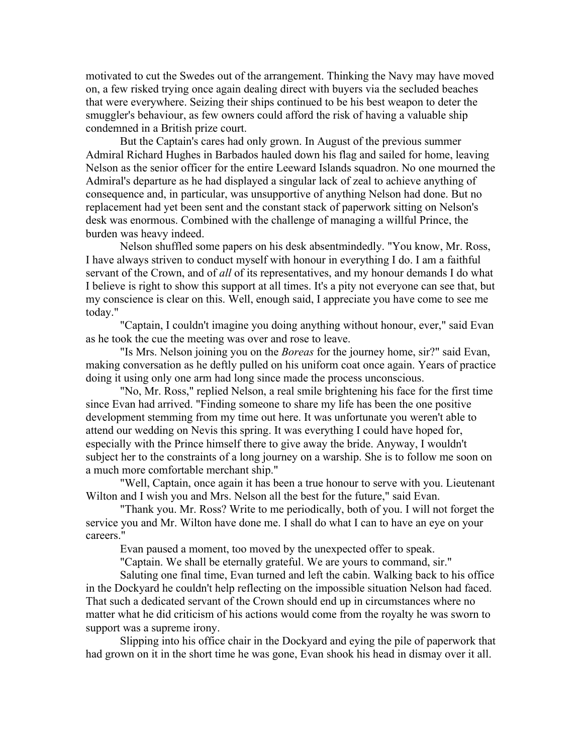motivated to cut the Swedes out of the arrangement. Thinking the Navy may have moved on, a few risked trying once again dealing direct with buyers via the secluded beaches that were everywhere. Seizing their ships continued to be his best weapon to deter the smuggler's behaviour, as few owners could afford the risk of having a valuable ship condemned in a British prize court.

But the Captain's cares had only grown. In August of the previous summer Admiral Richard Hughes in Barbados hauled down his flag and sailed for home, leaving Nelson as the senior officer for the entire Leeward Islands squadron. No one mourned the Admiral's departure as he had displayed a singular lack of zeal to achieve anything of consequence and, in particular, was unsupportive of anything Nelson had done. But no replacement had yet been sent and the constant stack of paperwork sitting on Nelson's desk was enormous. Combined with the challenge of managing a willful Prince, the burden was heavy indeed.

Nelson shuffled some papers on his desk absentmindedly. "You know, Mr. Ross, I have always striven to conduct myself with honour in everything I do. I am a faithful servant of the Crown, and of *all* of its representatives, and my honour demands I do what I believe is right to show this support at all times. It's a pity not everyone can see that, but my conscience is clear on this. Well, enough said, I appreciate you have come to see me today."

"Captain, I couldn't imagine you doing anything without honour, ever," said Evan as he took the cue the meeting was over and rose to leave.

"Is Mrs. Nelson joining you on the *Boreas* for the journey home, sir?" said Evan, making conversation as he deftly pulled on his uniform coat once again. Years of practice doing it using only one arm had long since made the process unconscious.

"No, Mr. Ross," replied Nelson, a real smile brightening his face for the first time since Evan had arrived. "Finding someone to share my life has been the one positive development stemming from my time out here. It was unfortunate you weren't able to attend our wedding on Nevis this spring. It was everything I could have hoped for, especially with the Prince himself there to give away the bride. Anyway, I wouldn't subject her to the constraints of a long journey on a warship. She is to follow me soon on a much more comfortable merchant ship."

"Well, Captain, once again it has been a true honour to serve with you. Lieutenant Wilton and I wish you and Mrs. Nelson all the best for the future," said Evan.

"Thank you. Mr. Ross? Write to me periodically, both of you. I will not forget the service you and Mr. Wilton have done me. I shall do what I can to have an eye on your careers."

Evan paused a moment, too moved by the unexpected offer to speak.

"Captain. We shall be eternally grateful. We are yours to command, sir."

Saluting one final time, Evan turned and left the cabin. Walking back to his office in the Dockyard he couldn't help reflecting on the impossible situation Nelson had faced. That such a dedicated servant of the Crown should end up in circumstances where no matter what he did criticism of his actions would come from the royalty he was sworn to support was a supreme irony.

Slipping into his office chair in the Dockyard and eying the pile of paperwork that had grown on it in the short time he was gone, Evan shook his head in dismay over it all.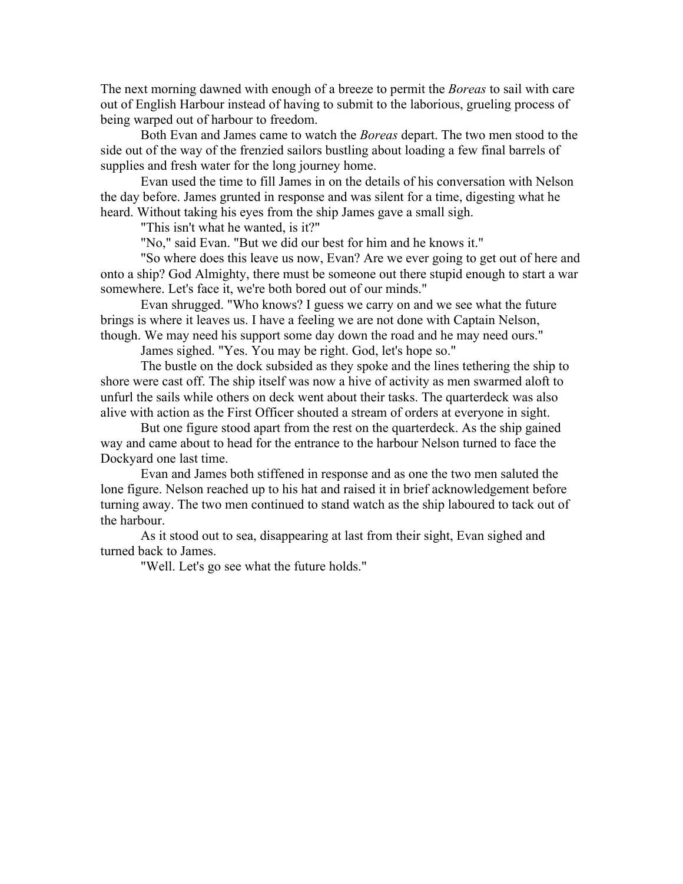The next morning dawned with enough of a breeze to permit the *Boreas* to sail with care out of English Harbour instead of having to submit to the laborious, grueling process of being warped out of harbour to freedom.

Both Evan and James came to watch the *Boreas* depart. The two men stood to the side out of the way of the frenzied sailors bustling about loading a few final barrels of supplies and fresh water for the long journey home.

Evan used the time to fill James in on the details of his conversation with Nelson the day before. James grunted in response and was silent for a time, digesting what he heard. Without taking his eyes from the ship James gave a small sigh.

"This isn't what he wanted, is it?"

"No," said Evan. "But we did our best for him and he knows it."

"So where does this leave us now, Evan? Are we ever going to get out of here and onto a ship? God Almighty, there must be someone out there stupid enough to start a war somewhere. Let's face it, we're both bored out of our minds."

Evan shrugged. "Who knows? I guess we carry on and we see what the future brings is where it leaves us. I have a feeling we are not done with Captain Nelson, though. We may need his support some day down the road and he may need ours."

James sighed. "Yes. You may be right. God, let's hope so."

The bustle on the dock subsided as they spoke and the lines tethering the ship to shore were cast off. The ship itself was now a hive of activity as men swarmed aloft to unfurl the sails while others on deck went about their tasks. The quarterdeck was also alive with action as the First Officer shouted a stream of orders at everyone in sight.

But one figure stood apart from the rest on the quarterdeck. As the ship gained way and came about to head for the entrance to the harbour Nelson turned to face the Dockyard one last time.

Evan and James both stiffened in response and as one the two men saluted the lone figure. Nelson reached up to his hat and raised it in brief acknowledgement before turning away. The two men continued to stand watch as the ship laboured to tack out of the harbour.

As it stood out to sea, disappearing at last from their sight, Evan sighed and turned back to James.

"Well. Let's go see what the future holds."